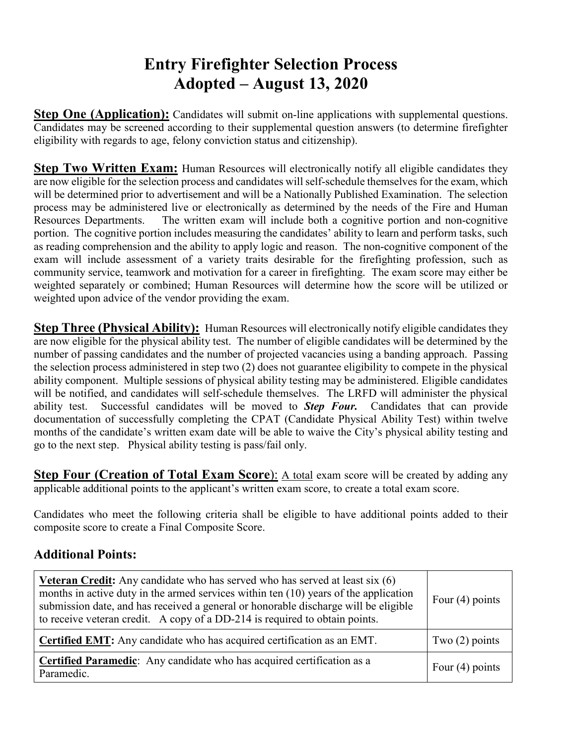# Entry Firefighter Selection Process
# Adopted – August 13, 2020

**Step One (Application):** Candidates will submit on-line applications with supplemental questions. Candidates may be screened according to their supplemental question answers (to determine firefighter eligibility with regards to age, felony conviction status and citizenship).

**Step Two Written Exam:** Human Resources will electronically notify all eligible candidates they are now eligible for the selection process and candidates will self-schedule themselves for the exam, which will be determined prior to advertisement and will be a Nationally Published Examination. The selection process may be administered live or electronically as determined by the needs of the Fire and Human Resources Departments. The written exam will include both a cognitive portion and non-cognitive portion. The cognitive portion includes measuring the candidates' ability to learn and perform tasks, such as reading comprehension and the ability to apply logic and reason. The non-cognitive component of the exam will include assessment of a variety traits desirable for the firefighting profession, such as community service, teamwork and motivation for a career in firefighting. The exam score may either be weighted separately or combined; Human Resources will determine how the score will be utilized or weighted upon advice of the vendor providing the exam.

**Step Three (Physical Ability):** Human Resources will electronically notify eligible candidates they are now eligible for the physical ability test. The number of eligible candidates will be determined by the number of passing candidates and the number of projected vacancies using a banding approach. Passing the selection process administered in step two (2) does not guarantee eligibility to compete in the physical ability component. Multiple sessions of physical ability testing may be administered. Eligible candidates will be notified, and candidates will self-schedule themselves. The LRFD will administer the physical ability test. Successful candidates will be moved to ***Step Four.*** Candidates that can provide documentation of successfully completing the CPAT (Candidate Physical Ability Test) within twelve months of the candidate's written exam date will be able to waive the City's physical ability testing and go to the next step. Physical ability testing is pass/fail only.

**Step Four (Creation of Total Exam Score)**: A total exam score will be created by adding any applicable additional points to the applicant's written exam score, to create a total exam score.

Candidates who meet the following criteria shall be eligible to have additional points added to their composite score to create a Final Composite Score.

## Additional Points:

| | |
|---|---|
| **Veteran Credit:** Any candidate who has served who has served at least six (6) months in active duty in the armed services within ten (10) years of the application submission date, and has received a general or honorable discharge will be eligible to receive veteran credit. A copy of a DD-214 is required to obtain points. | Four (4) points |
| **Certified EMT:** Any candidate who has acquired certification as an EMT. | Two (2) points |
| **Certified Paramedic**: Any candidate who has acquired certification as a Paramedic. | Four (4) points |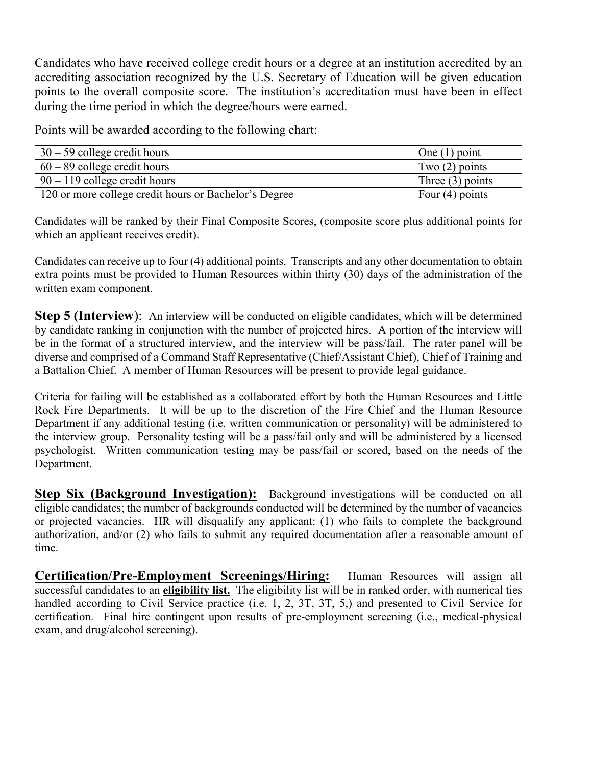Candidates who have received college credit hours or a degree at an institution accredited by an accrediting association recognized by the U.S. Secretary of Education will be given education points to the overall composite score. The institution's accreditation must have been in effect during the time period in which the degree/hours were earned.

Points will be awarded according to the following chart:

| | |
|---|---|
| 30 – 59 college credit hours | One (1) point |
| 60 – 89 college credit hours | Two (2) points |
| 90 – 119 college credit hours | Three (3) points |
| 120 or more college credit hours or Bachelor's Degree | Four (4) points |

Candidates will be ranked by their Final Composite Scores, (composite score plus additional points for which an applicant receives credit).

Candidates can receive up to four (4) additional points. Transcripts and any other documentation to obtain extra points must be provided to Human Resources within thirty (30) days of the administration of the written exam component.

**Step 5 (Interview)**: An interview will be conducted on eligible candidates, which will be determined by candidate ranking in conjunction with the number of projected hires. A portion of the interview will be in the format of a structured interview, and the interview will be pass/fail. The rater panel will be diverse and comprised of a Command Staff Representative (Chief/Assistant Chief), Chief of Training and a Battalion Chief. A member of Human Resources will be present to provide legal guidance.

Criteria for failing will be established as a collaborated effort by both the Human Resources and Little Rock Fire Departments. It will be up to the discretion of the Fire Chief and the Human Resource Department if any additional testing (i.e. written communication or personality) will be administered to the interview group. Personality testing will be a pass/fail only and will be administered by a licensed psychologist. Written communication testing may be pass/fail or scored, based on the needs of the Department.

**Step Six (Background Investigation):** Background investigations will be conducted on all eligible candidates; the number of backgrounds conducted will be determined by the number of vacancies or projected vacancies. HR will disqualify any applicant: (1) who fails to complete the background authorization, and/or (2) who fails to submit any required documentation after a reasonable amount of time.

**Certification/Pre-Employment Screenings/Hiring:** Human Resources will assign all successful candidates to an **eligibility list.** The eligibility list will be in ranked order, with numerical ties handled according to Civil Service practice (i.e. 1, 2, 3T, 3T, 5,) and presented to Civil Service for certification. Final hire contingent upon results of pre-employment screening (i.e., medical-physical exam, and drug/alcohol screening).